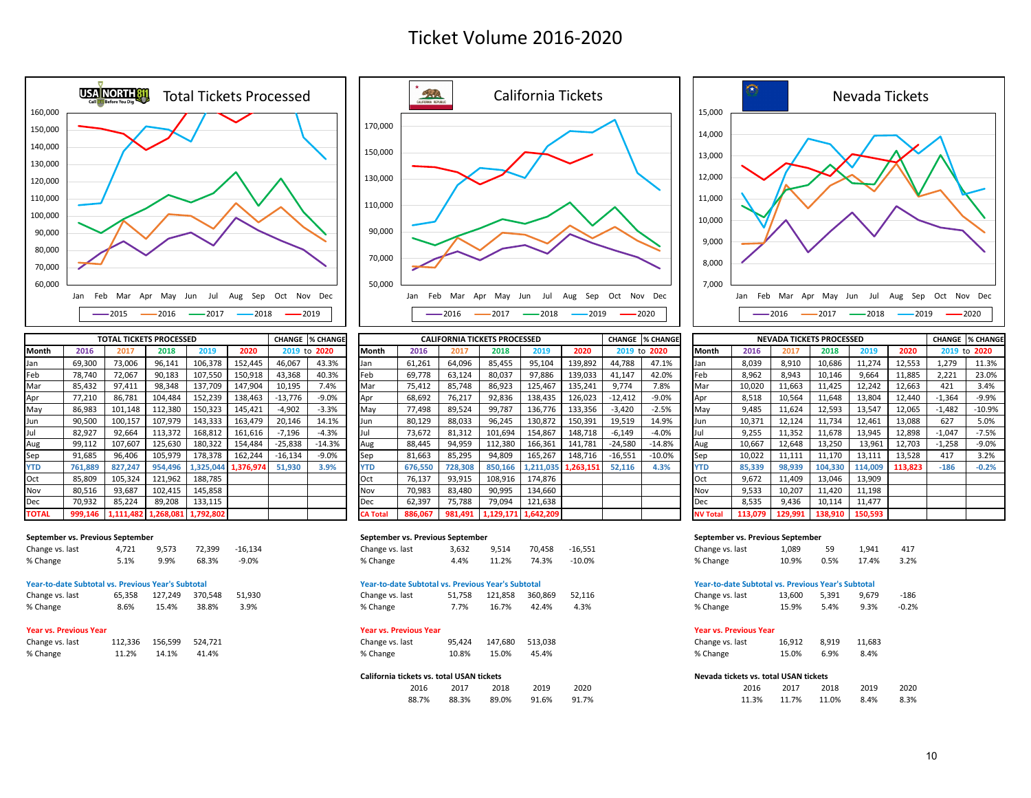# Ticket Volume 2016-2020

## Total Tickets Processed

| TOTAL TICKETS PROCESSED | | | | | | CHANGE | % CHANGE |
|---|---|---|---|---|---|---|---|
| Month | 2016 | 2017 | 2018 | 2019 | 2020 | 2019 to | 2020 |
| Jan | 69,300 | 73,006 | 96,141 | 106,378 | 152,445 | 46,067 | 43.3% |
| Feb | 78,740 | 72,067 | 90,183 | 107,550 | 150,918 | 43,368 | 40.3% |
| Mar | 85,432 | 97,411 | 98,348 | 137,709 | 147,904 | 10,195 | 7.4% |
| Apr | 77,210 | 86,781 | 104,484 | 152,239 | 138,463 | -13,776 | -9.0% |
| May | 86,983 | 101,148 | 112,380 | 150,323 | 145,421 | -4,902 | -3.3% |
| Jun | 90,500 | 100,157 | 107,979 | 143,333 | 163,479 | 20,146 | 14.1% |
| Jul | 82,927 | 92,664 | 113,372 | 168,812 | 161,616 | -7,196 | -4.3% |
| Aug | 99,112 | 107,607 | 125,630 | 180,322 | 154,484 | -25,838 | -14.3% |
| Sep | 91,685 | 96,406 | 105,979 | 178,378 | 162,244 | -16,134 | -9.0% |
| YTD | 761,889 | 827,247 | 954,496 | 1,325,044 | 1,376,974 | 51,930 | 3.9% |
| Oct | 85,809 | 105,324 | 121,962 | 188,785 | | | |
| Nov | 80,516 | 93,687 | 102,415 | 145,858 | | | |
| Dec | 70,932 | 85,224 | 89,208 | 133,115 | | | |
| TOTAL | 999,146 | 1,111,482 | 1,268,081 | 1,792,802 | | | |

**September vs. Previous September**

| | | | | |
|---|---|---|---|---|
| Change vs. last | 4,721 | 9,573 | 72,399 | -16,134 |
| % Change | 5.1% | 9.9% | 68.3% | -9.0% |

**Year-to-date Subtotal vs. Previous Year's Subtotal**

| | | | | |
|---|---|---|---|---|
| Change vs. last | 65,358 | 127,249 | 370,548 | 51,930 |
| % Change | 8.6% | 15.4% | 38.8% | 3.9% |

**Year vs. Previous Year**

| | | | |
|---|---|---|---|
| Change vs. last | 112,336 | 156,599 | 524,721 |
| % Change | 11.2% | 14.1% | 41.4% |

## California Tickets

| CALIFORNIA TICKETS PROCESSED | | | | | | CHANGE | % CHANGE |
|---|---|---|---|---|---|---|---|
| Month | 2016 | 2017 | 2018 | 2019 | 2020 | 2019 to | 2020 |
| Jan | 61,261 | 64,096 | 85,455 | 95,104 | 139,892 | 44,788 | 47.1% |
| Feb | 69,778 | 63,124 | 80,037 | 97,886 | 139,033 | 41,147 | 42.0% |
| Mar | 75,412 | 85,748 | 86,923 | 125,467 | 135,241 | 9,774 | 7.8% |
| Apr | 68,692 | 76,217 | 92,836 | 138,435 | 126,023 | -12,412 | -9.0% |
| May | 77,498 | 89,524 | 99,787 | 136,776 | 133,356 | -3,420 | -2.5% |
| Jun | 80,129 | 88,033 | 96,245 | 130,872 | 150,391 | 19,519 | 14.9% |
| Jul | 73,672 | 81,312 | 101,694 | 154,867 | 148,718 | -6,149 | -4.0% |
| Aug | 88,445 | 94,959 | 112,380 | 166,361 | 141,781 | -24,580 | -14.8% |
| Sep | 81,663 | 85,295 | 94,809 | 165,267 | 148,716 | -16,551 | -10.0% |
| YTD | 676,550 | 728,308 | 850,166 | 1,211,035 | 1,263,151 | 52,116 | 4.3% |
| Oct | 76,137 | 93,915 | 108,916 | 174,876 | | | |
| Nov | 70,983 | 83,480 | 90,995 | 134,660 | | | |
| Dec | 62,397 | 75,788 | 79,094 | 121,638 | | | |
| CA Total | 886,067 | 981,491 | 1,129,171 | 1,642,209 | | | |

**September vs. Previous September**

| | | | | |
|---|---|---|---|---|
| Change vs. last | 3,632 | 9,514 | 70,458 | -16,551 |
| % Change | 4.4% | 11.2% | 74.3% | -10.0% |

**Year-to-date Subtotal vs. Previous Year's Subtotal**

| | | | | |
|---|---|---|---|---|
| Change vs. last | 51,758 | 121,858 | 360,869 | 52,116 |
| % Change | 7.7% | 16.7% | 42.4% | 4.3% |

**Year vs. Previous Year**

| | | | |
|---|---|---|---|
| Change vs. last | 95,424 | 147,680 | 513,038 |
| % Change | 10.8% | 15.0% | 45.4% |

**California tickets vs. total USAN tickets**

| 2016 | 2017 | 2018 | 2019 | 2020 |
|---|---|---|---|---|
| 88.7% | 88.3% | 89.0% | 91.6% | 91.7% |

## Nevada Tickets

| NEVADA TICKETS PROCESSED | | | | | | CHANGE | % CHANGE |
|---|---|---|---|---|---|---|---|
| Month | 2016 | 2017 | 2018 | 2019 | 2020 | 2019 to | 2020 |
| Jan | 8,039 | 8,910 | 10,686 | 11,274 | 12,553 | 1,279 | 11.3% |
| Feb | 8,962 | 8,943 | 10,146 | 9,664 | 11,885 | 2,221 | 23.0% |
| Mar | 10,020 | 11,663 | 11,425 | 12,242 | 12,663 | 421 | 3.4% |
| Apr | 8,518 | 10,564 | 11,648 | 13,804 | 12,440 | -1,364 | -9.9% |
| May | 9,485 | 11,624 | 12,593 | 13,547 | 12,065 | -1,482 | -10.9% |
| Jun | 10,371 | 12,124 | 11,734 | 12,461 | 13,088 | 627 | 5.0% |
| Jul | 9,255 | 11,352 | 11,678 | 13,945 | 12,898 | -1,047 | -7.5% |
| Aug | 10,667 | 12,648 | 13,250 | 13,961 | 12,703 | -1,258 | -9.0% |
| Sep | 10,022 | 11,111 | 11,170 | 13,111 | 13,528 | 417 | 3.2% |
| YTD | 85,339 | 98,939 | 104,330 | 114,009 | 113,823 | -186 | -0.2% |
| Oct | 9,672 | 11,409 | 13,046 | 13,909 | | | |
| Nov | 9,533 | 10,207 | 11,420 | 11,198 | | | |
| Dec | 8,535 | 9,436 | 10,114 | 11,477 | | | |
| NV Total | 113,079 | 129,991 | 138,910 | 150,593 | | | |

**September vs. Previous September**

| | | | | |
|---|---|---|---|---|
| Change vs. last | 1,089 | 59 | 1,941 | 417 |
| % Change | 10.9% | 0.5% | 17.4% | 3.2% |

**Year-to-date Subtotal vs. Previous Year's Subtotal**

| | | | | |
|---|---|---|---|---|
| Change vs. last | 13,600 | 5,391 | 9,679 | -186 |
| % Change | 15.9% | 5.4% | 9.3% | -0.2% |

**Year vs. Previous Year**

| | | | |
|---|---|---|---|
| Change vs. last | 16,912 | 8,919 | 11,683 |
| % Change | 15.0% | 6.9% | 8.4% |

**Nevada tickets vs. total USAN tickets**

| 2016 | 2017 | 2018 | 2019 | 2020 |
|---|---|---|---|---|
| 11.3% | 11.7% | 11.0% | 8.4% | 8.3% |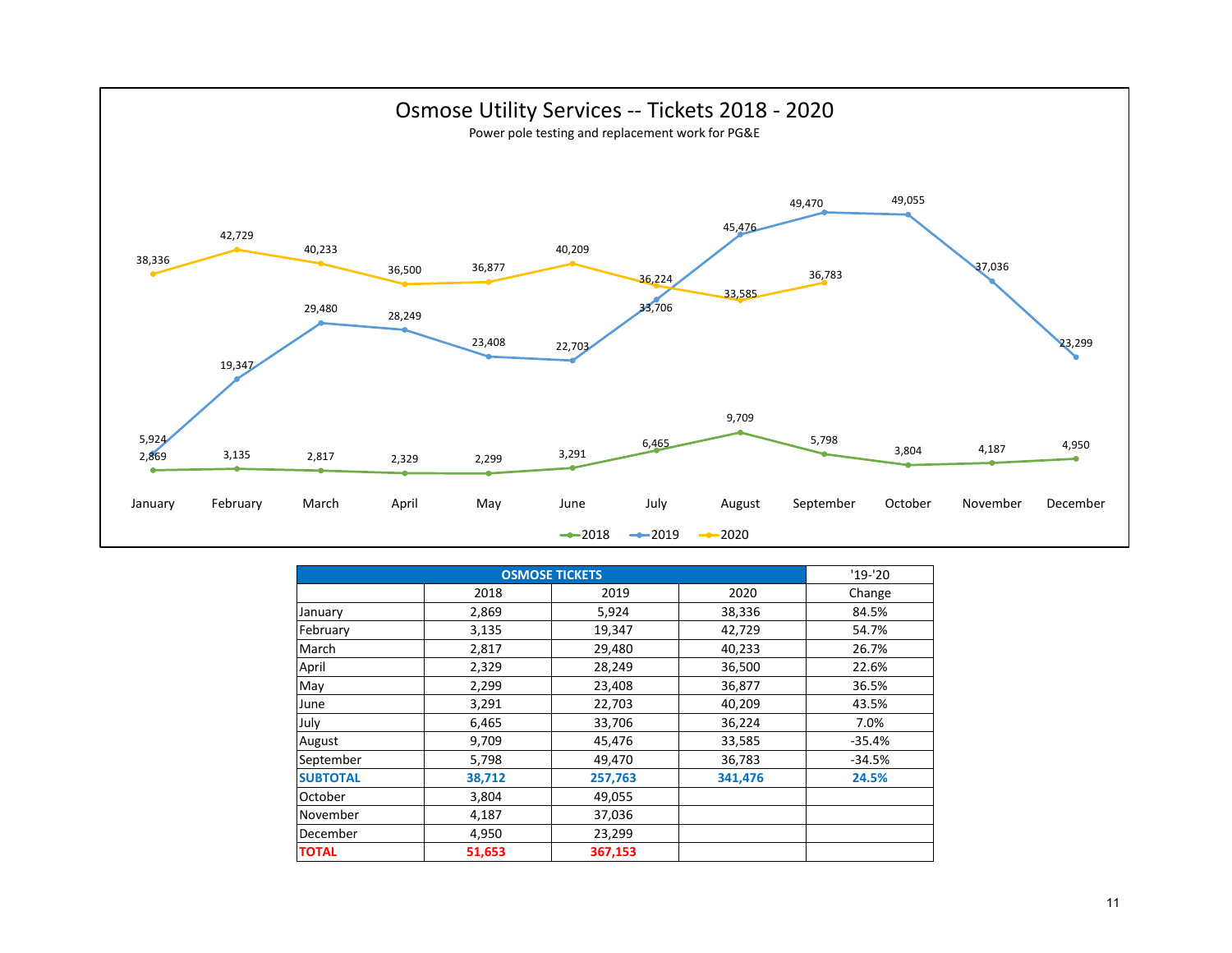Osmose Utility Services -- Tickets 2018 - 2020

Power pole testing and replacement work for PG&E

38,336
42,729
40,233
36,500
36,877
40,209
36,224
33,585
36,783

5,924
19,347
29,480
28,249
23,408
22,703
33,706
45,476
49,470
49,055
37,036
23,299

2,869
3,135
2,817
2,329
2,299
3,291
6,465
9,709
5,798
3,804
4,187
4,950

January February March April May June July August September October November December

2018 2019 2020

| OSMOSE TICKETS | | | | '19-'20 |
|---|---|---|---|---|
| | 2018 | 2019 | 2020 | Change |
| January | 2,869 | 5,924 | 38,336 | 84.5% |
| February | 3,135 | 19,347 | 42,729 | 54.7% |
| March | 2,817 | 29,480 | 40,233 | 26.7% |
| April | 2,329 | 28,249 | 36,500 | 22.6% |
| May | 2,299 | 23,408 | 36,877 | 36.5% |
| June | 3,291 | 22,703 | 40,209 | 43.5% |
| July | 6,465 | 33,706 | 36,224 | 7.0% |
| August | 9,709 | 45,476 | 33,585 | -35.4% |
| September | 5,798 | 49,470 | 36,783 | -34.5% |
| **SUBTOTAL** | **38,712** | **257,763** | **341,476** | **24.5%** |
| October | 3,804 | 49,055 | | |
| November | 4,187 | 37,036 | | |
| December | 4,950 | 23,299 | | |
| **TOTAL** | **51,653** | **367,153** | | |